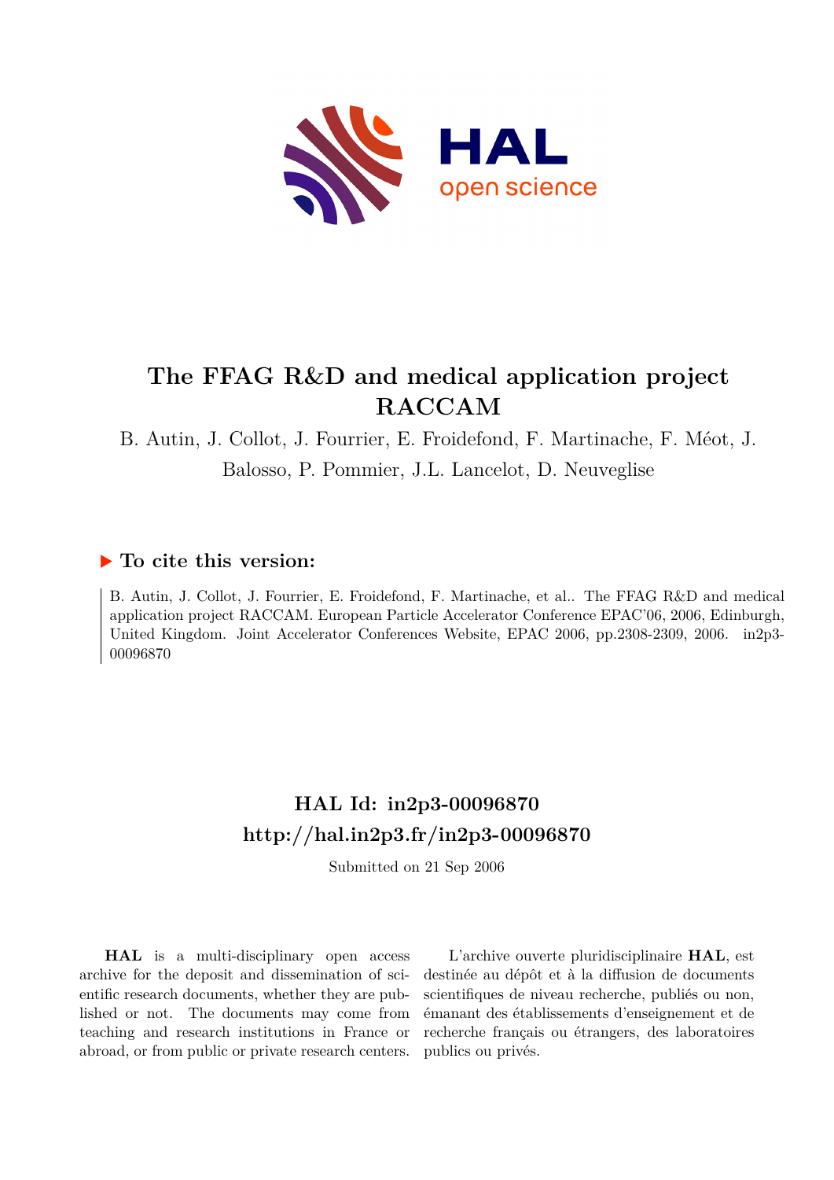# The FFAG R&D and medical application project RACCAM

B. Autin, J. Collot, J. Fourrier, E. Froidefond, F. Martinache, F. Méot, J. Balosso, P. Pommier, J.L. Lancelot, D. Neuveglise

## ▶ To cite this version:

B. Autin, J. Collot, J. Fourrier, E. Froidefond, F. Martinache, et al.. The FFAG R&D and medical application project RACCAM. European Particle Accelerator Conference EPAC'06, 2006, Edinburgh, United Kingdom. Joint Accelerator Conferences Website, EPAC 2006, pp.2308-2309, 2006. in2p3-00096870

## HAL Id: in2p3-00096870
## http://hal.in2p3.fr/in2p3-00096870

Submitted on 21 Sep 2006

**HAL** is a multi-disciplinary open access archive for the deposit and dissemination of scientific research documents, whether they are published or not. The documents may come from teaching and research institutions in France or abroad, or from public or private research centers.

L'archive ouverte pluridisciplinaire **HAL**, est destinée au dépôt et à la diffusion de documents scientifiques de niveau recherche, publiés ou non, émanant des établissements d'enseignement et de recherche français ou étrangers, des laboratoires publics ou privés.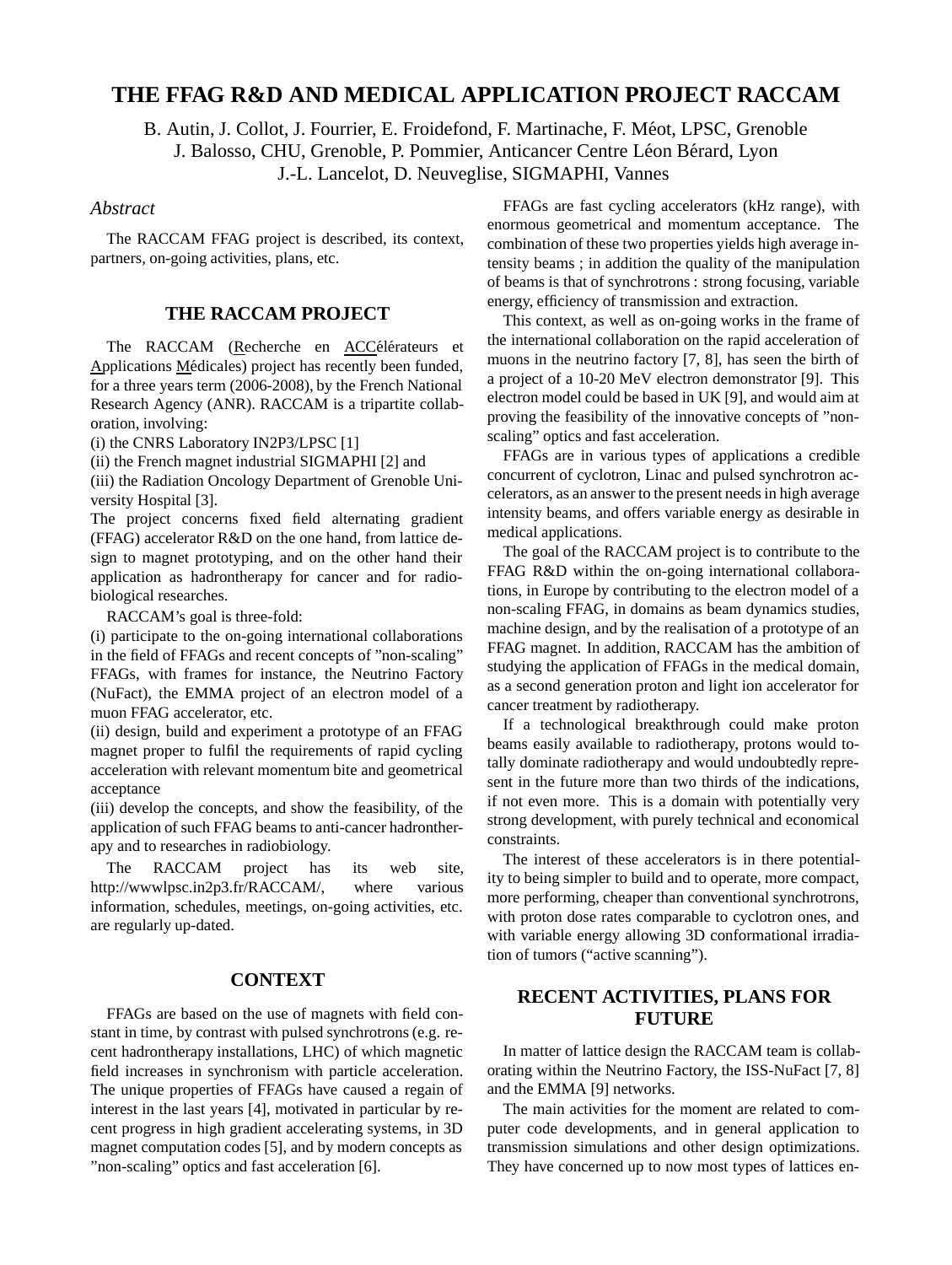# THE FFAG R&D AND MEDICAL APPLICATION PROJECT RACCAM

B. Autin, J. Collot, J. Fourrier, E. Froidefond, F. Martinache, F. Méot, LPSC, Grenoble
J. Balosso, CHU, Grenoble, P. Pommier, Anticancer Centre Léon Bérard, Lyon
J.-L. Lancelot, D. Neuveglise, SIGMAPHI, Vannes

*Abstract*

The RACCAM FFAG project is described, its context, partners, on-going activities, plans, etc.

## THE RACCAM PROJECT

The RACCAM (Recherche en ACCélérateurs et Applications Médicales) project has recently been funded, for a three years term (2006-2008), by the French National Research Agency (ANR). RACCAM is a tripartite collaboration, involving:

(i) the CNRS Laboratory IN2P3/LPSC [1]
(ii) the French magnet industrial SIGMAPHI [2] and
(iii) the Radiation Oncology Department of Grenoble University Hospital [3].

The project concerns fixed field alternating gradient (FFAG) accelerator R&D on the one hand, from lattice design to magnet prototyping, and on the other hand their application as hadrontherapy for cancer and for radiobiological researches.

RACCAM's goal is three-fold:

(i) participate to the on-going international collaborations in the field of FFAGs and recent concepts of "non-scaling" FFAGs, with frames for instance, the Neutrino Factory (NuFact), the EMMA project of an electron model of a muon FFAG accelerator, etc.
(ii) design, build and experiment a prototype of an FFAG magnet proper to fulfil the requirements of rapid cycling acceleration with relevant momentum bite and geometrical acceptance
(iii) develop the concepts, and show the feasibility, of the application of such FFAG beams to anti-cancer hadrontherapy and to researches in radiobiology.

The RACCAM project has its web site, http://wwwlpsc.in2p3.fr/RACCAM/, where various information, schedules, meetings, on-going activities, etc. are regularly up-dated.

## CONTEXT

FFAGs are based on the use of magnets with field constant in time, by contrast with pulsed synchrotrons (e.g. recent hadrontherapy installations, LHC) of which magnetic field increases in synchronism with particle acceleration. The unique properties of FFAGs have caused a regain of interest in the last years [4], motivated in particular by recent progress in high gradient accelerating systems, in 3D magnet computation codes [5], and by modern concepts as "non-scaling" optics and fast acceleration [6].

FFAGs are fast cycling accelerators (kHz range), with enormous geometrical and momentum acceptance. The combination of these two properties yields high average intensity beams ; in addition the quality of the manipulation of beams is that of synchrotrons : strong focusing, variable energy, efficiency of transmission and extraction.

This context, as well as on-going works in the frame of the international collaboration on the rapid acceleration of muons in the neutrino factory [7, 8], has seen the birth of a project of a 10-20 MeV electron demonstrator [9]. This electron model could be based in UK [9], and would aim at proving the feasibility of the innovative concepts of "non-scaling" optics and fast acceleration.

FFAGs are in various types of applications a credible concurrent of cyclotron, Linac and pulsed synchrotron accelerators, as an answer to the present needs in high average intensity beams, and offers variable energy as desirable in medical applications.

The goal of the RACCAM project is to contribute to the FFAG R&D within the on-going international collaborations, in Europe by contributing to the electron model of a non-scaling FFAG, in domains as beam dynamics studies, machine design, and by the realisation of a prototype of an FFAG magnet. In addition, RACCAM has the ambition of studying the application of FFAGs in the medical domain, as a second generation proton and light ion accelerator for cancer treatment by radiotherapy.

If a technological breakthrough could make proton beams easily available to radiotherapy, protons would totally dominate radiotherapy and would undoubtedly represent in the future more than two thirds of the indications, if not even more. This is a domain with potentially very strong development, with purely technical and economical constraints.

The interest of these accelerators is in there potentiality to being simpler to build and to operate, more compact, more performing, cheaper than conventional synchrotrons, with proton dose rates comparable to cyclotron ones, and with variable energy allowing 3D conformational irradiation of tumors ("active scanning").

## RECENT ACTIVITIES, PLANS FOR FUTURE

In matter of lattice design the RACCAM team is collaborating within the Neutrino Factory, the ISS-NuFact [7, 8] and the EMMA [9] networks.

The main activities for the moment are related to computer code developments, and in general application to transmission simulations and other design optimizations. They have concerned up to now most types of lattices en-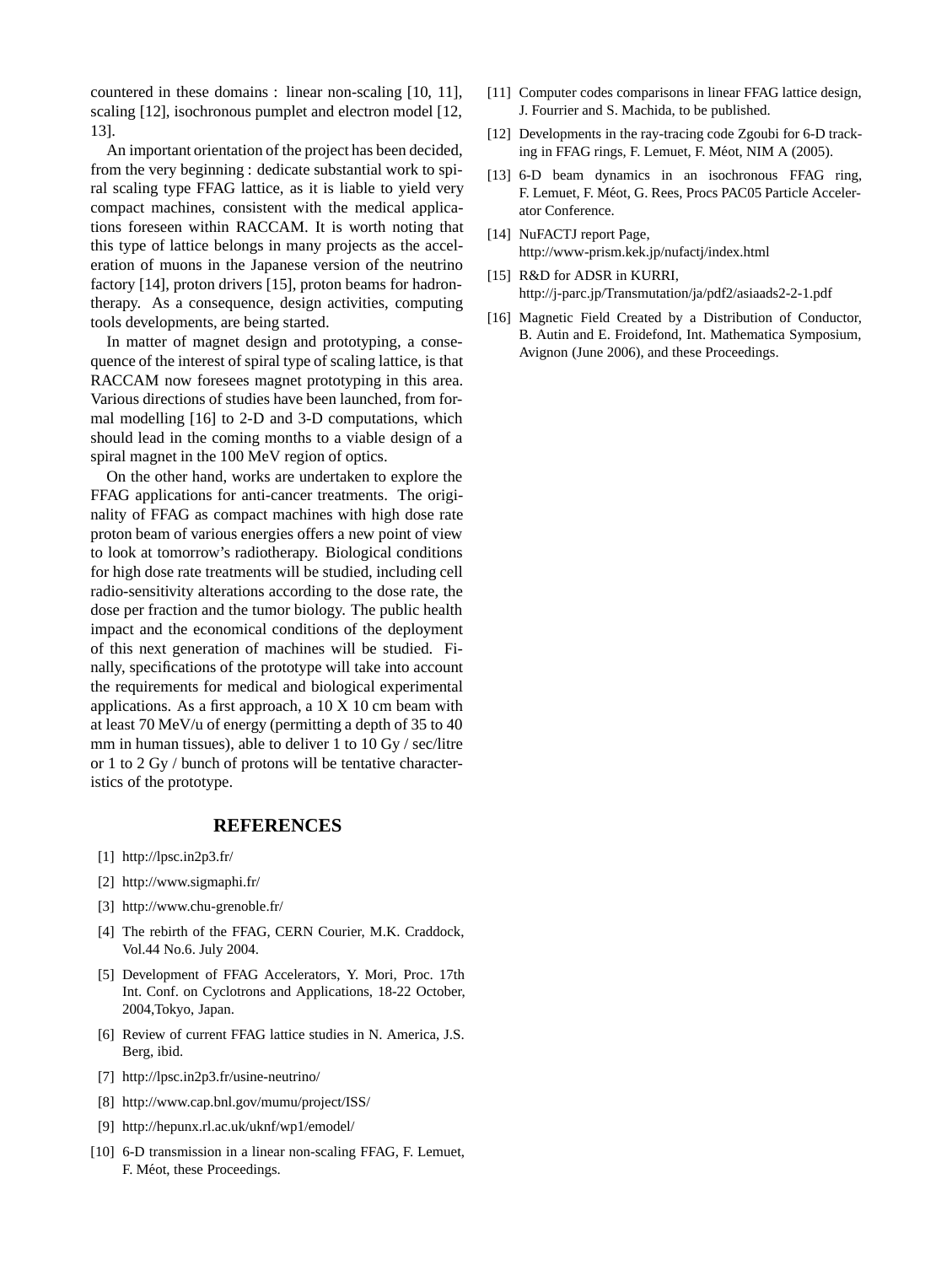countered in these domains : linear non-scaling [10, 11], scaling [12], isochronous pumplet and electron model [12, 13].

An important orientation of the project has been decided, from the very beginning : dedicate substantial work to spiral scaling type FFAG lattice, as it is liable to yield very compact machines, consistent with the medical applications foreseen within RACCAM. It is worth noting that this type of lattice belongs in many projects as the acceleration of muons in the Japanese version of the neutrino factory [14], proton drivers [15], proton beams for hadrontherapy. As a consequence, design activities, computing tools developments, are being started.

In matter of magnet design and prototyping, a consequence of the interest of spiral type of scaling lattice, is that RACCAM now foresees magnet prototyping in this area. Various directions of studies have been launched, from formal modelling [16] to 2-D and 3-D computations, which should lead in the coming months to a viable design of a spiral magnet in the 100 MeV region of optics.

On the other hand, works are undertaken to explore the FFAG applications for anti-cancer treatments. The originality of FFAG as compact machines with high dose rate proton beam of various energies offers a new point of view to look at tomorrow's radiotherapy. Biological conditions for high dose rate treatments will be studied, including cell radio-sensitivity alterations according to the dose rate, the dose per fraction and the tumor biology. The public health impact and the economical conditions of the deployment of this next generation of machines will be studied. Finally, specifications of the prototype will take into account the requirements for medical and biological experimental applications. As a first approach, a 10 X 10 cm beam with at least 70 MeV/u of energy (permitting a depth of 35 to 40 mm in human tissues), able to deliver 1 to 10 Gy / sec/litre or 1 to 2 Gy / bunch of protons will be tentative characteristics of the prototype.

## REFERENCES

[1] http://lpsc.in2p3.fr/

[2] http://www.sigmaphi.fr/

[3] http://www.chu-grenoble.fr/

[4] The rebirth of the FFAG, CERN Courier, M.K. Craddock, Vol.44 No.6. July 2004.

[5] Development of FFAG Accelerators, Y. Mori, Proc. 17th Int. Conf. on Cyclotrons and Applications, 18-22 October, 2004,Tokyo, Japan.

[6] Review of current FFAG lattice studies in N. America, J.S. Berg, ibid.

[7] http://lpsc.in2p3.fr/usine-neutrino/

[8] http://www.cap.bnl.gov/mumu/project/ISS/

[9] http://hepunx.rl.ac.uk/uknf/wp1/emodel/

[10] 6-D transmission in a linear non-scaling FFAG, F. Lemuet, F. Méot, these Proceedings.

[11] Computer codes comparisons in linear FFAG lattice design, J. Fourrier and S. Machida, to be published.

[12] Developments in the ray-tracing code Zgoubi for 6-D tracking in FFAG rings, F. Lemuet, F. Méot, NIM A (2005).

[13] 6-D beam dynamics in an isochronous FFAG ring, F. Lemuet, F. Méot, G. Rees, Procs PAC05 Particle Accelerator Conference.

[14] NuFACTJ report Page, http://www-prism.kek.jp/nufactj/index.html

[15] R&D for ADSR in KURRI, http://j-parc.jp/Transmutation/ja/pdf2/asiaads2-2-1.pdf

[16] Magnetic Field Created by a Distribution of Conductor, B. Autin and E. Froidefond, Int. Mathematica Symposium, Avignon (June 2006), and these Proceedings.